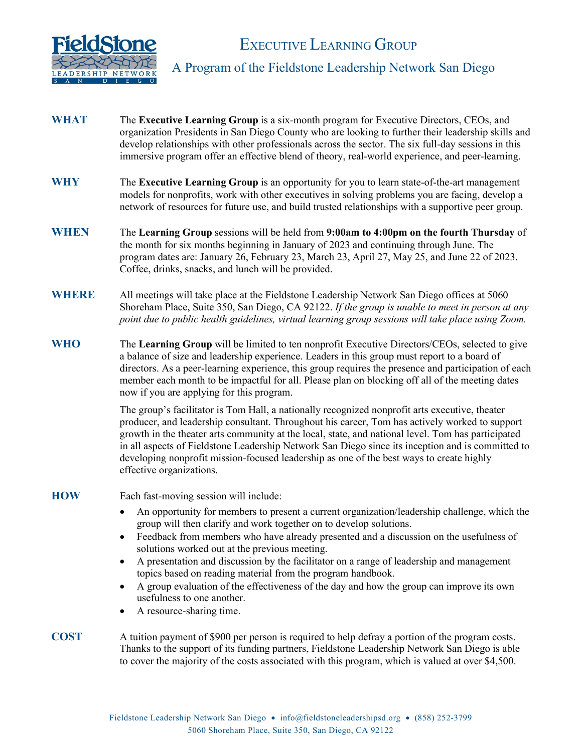# Executive Learning Group

## A Program of the Fieldstone Leadership Network San Diego

**WHAT** The **Executive Learning Group** is a six-month program for Executive Directors, CEOs, and organization Presidents in San Diego County who are looking to further their leadership skills and develop relationships with other professionals across the sector. The six full-day sessions in this immersive program offer an effective blend of theory, real-world experience, and peer-learning.

**WHY** The **Executive Learning Group** is an opportunity for you to learn state-of-the-art management models for nonprofits, work with other executives in solving problems you are facing, develop a network of resources for future use, and build trusted relationships with a supportive peer group.

**WHEN** The **Learning Group** sessions will be held from **9:00am to 4:00pm on the fourth Thursday** of the month for six months beginning in January of 2023 and continuing through June. The program dates are: January 26, February 23, March 23, April 27, May 25, and June 22 of 2023. Coffee, drinks, snacks, and lunch will be provided.

**WHERE** All meetings will take place at the Fieldstone Leadership Network San Diego offices at 5060 Shoreham Place, Suite 350, San Diego, CA 92122. *If the group is unable to meet in person at any point due to public health guidelines, virtual learning group sessions will take place using Zoom.*

**WHO** The **Learning Group** will be limited to ten nonprofit Executive Directors/CEOs, selected to give a balance of size and leadership experience. Leaders in this group must report to a board of directors. As a peer-learning experience, this group requires the presence and participation of each member each month to be impactful for all. Please plan on blocking off all of the meeting dates now if you are applying for this program.

The group's facilitator is Tom Hall, a nationally recognized nonprofit arts executive, theater producer, and leadership consultant. Throughout his career, Tom has actively worked to support growth in the theater arts community at the local, state, and national level. Tom has participated in all aspects of Fieldstone Leadership Network San Diego since its inception and is committed to developing nonprofit mission-focused leadership as one of the best ways to create highly effective organizations.

**HOW** Each fast-moving session will include:

- An opportunity for members to present a current organization/leadership challenge, which the group will then clarify and work together on to develop solutions.
- Feedback from members who have already presented and a discussion on the usefulness of solutions worked out at the previous meeting.
- A presentation and discussion by the facilitator on a range of leadership and management topics based on reading material from the program handbook.
- A group evaluation of the effectiveness of the day and how the group can improve its own usefulness to one another.
- A resource-sharing time.

**COST** A tuition payment of $900 per person is required to help defray a portion of the program costs. Thanks to the support of its funding partners, Fieldstone Leadership Network San Diego is able to cover the majority of the costs associated with this program, which is valued at over $4,500.

Fieldstone Leadership Network San Diego • info@fieldstoneleadershipsd.org • (858) 252-3799
5060 Shoreham Place, Suite 350, San Diego, CA 92122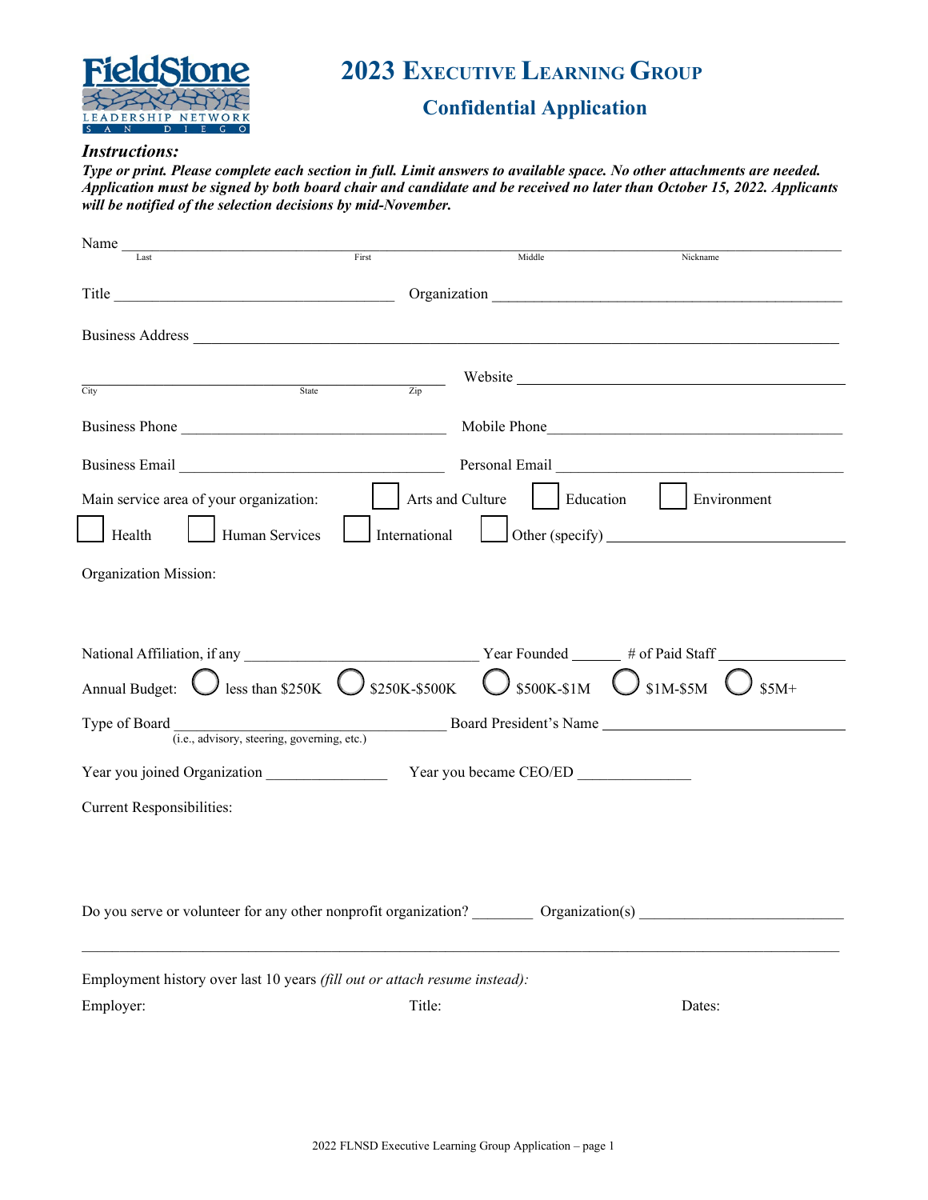# 2023 Executive Learning Group

## Confidential Application

FieldStone LEADERSHIP NETWORK SAN DIEGO

***Instructions:***

***Type or print. Please complete each section in full. Limit answers to available space. No other attachments are needed. Application must be signed by both board chair and candidate and be received no later than October 15, 2022. Applicants will be notified of the selection decisions by mid-November.***

Name ____________________________________________________________________________
Last First Middle Nickname

Title ______________________________ Organization ________________________________________

Business Address __________________________________________________________________

______________________________________________ Website ____________________________
City State Zip

Business Phone ______________________________ Mobile Phone_________________________________

Business Email ______________________________ Personal Email ________________________________

Main service area of your organization: ☐ Arts and Culture ☐ Education ☐ Environment

☐ Health ☐ Human Services ☐ International ☐ Other (specify) ____________________________

Organization Mission:

National Affiliation, if any ___________________________ Year Founded ______ # of Paid Staff ______________

Annual Budget: ○ less than $250K ○ $250K-$500K ○ $500K-$1M ○ $1M-$5M ○ $5M+

Type of Board ______________________________ Board President's Name ____________________________
(i.e., advisory, steering, governing, etc.)

Year you joined Organization _______________ Year you became CEO/ED ______________

Current Responsibilities:

Do you serve or volunteer for any other nonprofit organization? ________ Organization(s) _________________________

__________________________________________________________________________________________

Employment history over last 10 years *(fill out or attach resume instead):*

| Employer: | Title: | Dates: |
|---|---|---|
| | | |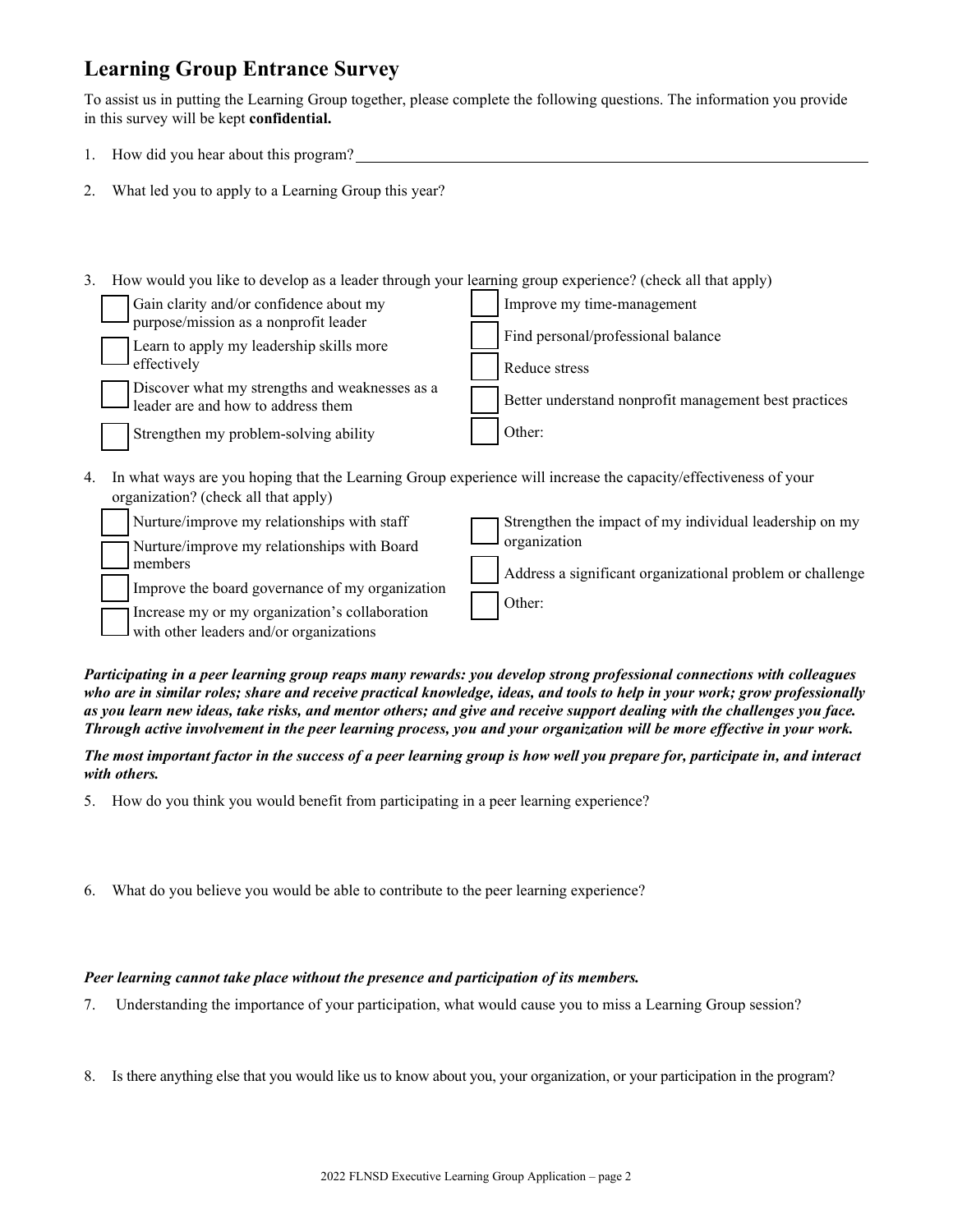## Learning Group Entrance Survey

To assist us in putting the Learning Group together, please complete the following questions. The information you provide in this survey will be kept **confidential.**

1. How did you hear about this program? ______________________________________________

2. What led you to apply to a Learning Group this year?

3. How would you like to develop as a leader through your learning group experience? (check all that apply)
   - [ ] Gain clarity and/or confidence about my purpose/mission as a nonprofit leader
   - [ ] Learn to apply my leadership skills more effectively
   - [ ] Discover what my strengths and weaknesses as a leader are and how to address them
   - [ ] Strengthen my problem-solving ability
   - [ ] Improve my time-management
   - [ ] Find personal/professional balance
   - [ ] Reduce stress
   - [ ] Better understand nonprofit management best practices
   - [ ] Other:

4. In what ways are you hoping that the Learning Group experience will increase the capacity/effectiveness of your organization? (check all that apply)
   - [ ] Nurture/improve my relationships with staff
   - [ ] Nurture/improve my relationships with Board members
   - [ ] Improve the board governance of my organization
   - [ ] Increase my or my organization's collaboration with other leaders and/or organizations
   - [ ] Strengthen the impact of my individual leadership on my organization
   - [ ] Address a significant organizational problem or challenge
   - [ ] Other:

***Participating in a peer learning group reaps many rewards: you develop strong professional connections with colleagues who are in similar roles; share and receive practical knowledge, ideas, and tools to help in your work; grow professionally as you learn new ideas, take risks, and mentor others; and give and receive support dealing with the challenges you face. Through active involvement in the peer learning process, you and your organization will be more effective in your work.***

***The most important factor in the success of a peer learning group is how well you prepare for, participate in, and interact with others.***

5. How do you think you would benefit from participating in a peer learning experience?

6. What do you believe you would be able to contribute to the peer learning experience?

***Peer learning cannot take place without the presence and participation of its members.***

7. Understanding the importance of your participation, what would cause you to miss a Learning Group session?

8. Is there anything else that you would like us to know about you, your organization, or your participation in the program?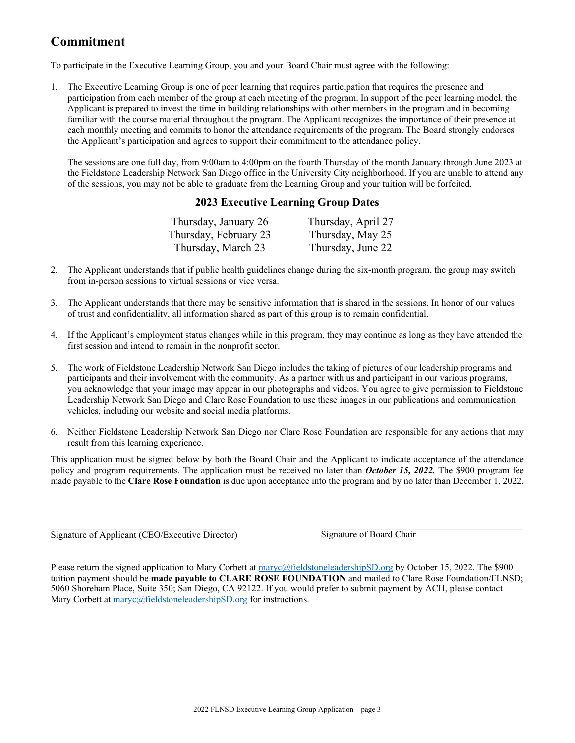## Commitment

To participate in the Executive Learning Group, you and your Board Chair must agree with the following:

1. The Executive Learning Group is one of peer learning that requires participation that requires the presence and participation from each member of the group at each meeting of the program. In support of the peer learning model, the Applicant is prepared to invest the time in building relationships with other members in the program and in becoming familiar with the course material throughout the program. The Applicant recognizes the importance of their presence at each monthly meeting and commits to honor the attendance requirements of the program. The Board strongly endorses the Applicant's participation and agrees to support their commitment to the attendance policy.

   The sessions are one full day, from 9:00am to 4:00pm on the fourth Thursday of the month January through June 2023 at the Fieldstone Leadership Network San Diego office in the University City neighborhood. If you are unable to attend any of the sessions, you may not be able to graduate from the Learning Group and your tuition will be forfeited.

   **2023 Executive Learning Group Dates**

   | | |
   |---|---|
   | Thursday, January 26 | Thursday, April 27 |
   | Thursday, February 23 | Thursday, May 25 |
   | Thursday, March 23 | Thursday, June 22 |

2. The Applicant understands that if public health guidelines change during the six-month program, the group may switch from in-person sessions to virtual sessions or vice versa.

3. The Applicant understands that there may be sensitive information that is shared in the sessions. In honor of our values of trust and confidentiality, all information shared as part of this group is to remain confidential.

4. If the Applicant's employment status changes while in this program, they may continue as long as they have attended the first session and intend to remain in the nonprofit sector.

5. The work of Fieldstone Leadership Network San Diego includes the taking of pictures of our leadership programs and participants and their involvement with the community. As a partner with us and participant in our various programs, you acknowledge that your image may appear in our photographs and videos. You agree to give permission to Fieldstone Leadership Network San Diego and Clare Rose Foundation to use these images in our publications and communication vehicles, including our website and social media platforms.

6. Neither Fieldstone Leadership Network San Diego nor Clare Rose Foundation are responsible for any actions that may result from this learning experience.

This application must be signed below by both the Board Chair and the Applicant to indicate acceptance of the attendance policy and program requirements. The application must be received no later than ***October 15, 2022.*** The $900 program fee made payable to the **Clare Rose Foundation** is due upon acceptance into the program and by no later than December 1, 2022.

\_\_\_\_\_\_\_\_\_\_\_\_\_\_\_\_\_\_\_\_\_\_\_\_\_\_\_\_\_\_\_\_\_\_\_\_\_\_\_\_
Signature of Applicant (CEO/Executive Director)

\_\_\_\_\_\_\_\_\_\_\_\_\_\_\_\_\_\_\_\_\_\_\_\_\_\_\_\_\_\_\_\_\_\_\_\_\_\_\_\_
Signature of Board Chair

Please return the signed application to Mary Corbett at maryc@fieldstoneleadershipSD.org by October 15, 2022. The $900 tuition payment should be **made payable to CLARE ROSE FOUNDATION** and mailed to Clare Rose Foundation/FLNSD; 5060 Shoreham Place, Suite 350; San Diego, CA 92122. If you would prefer to submit payment by ACH, please contact Mary Corbett at maryc@fieldstoneleadershipSD.org for instructions.